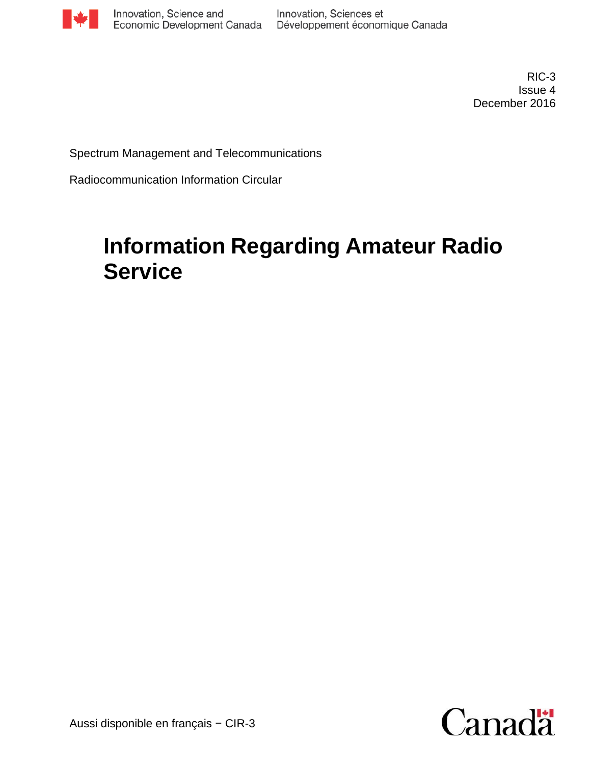Innovation, Science and Economic Development Canada
Innovation, Sciences et Développement économique Canada

RIC-3
Issue 4
December 2016

Spectrum Management and Telecommunications

Radiocommunication Information Circular

# Information Regarding Amateur Radio Service

Aussi disponible en français − CIR-3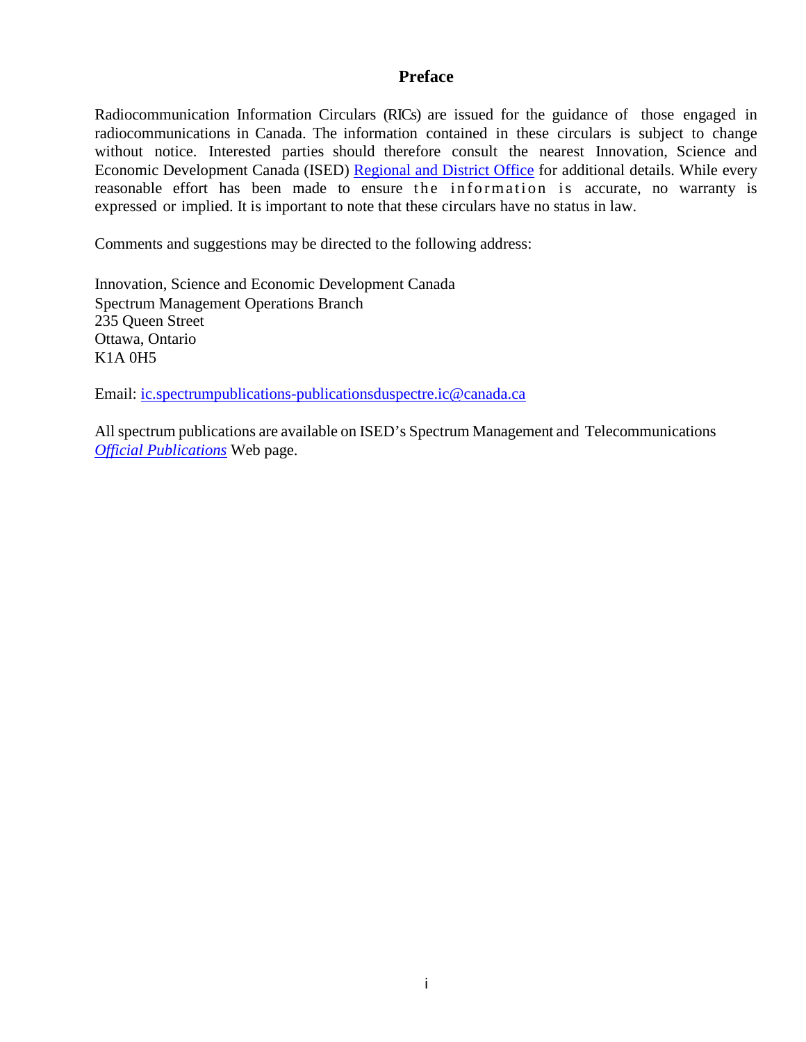# Preface

Radiocommunication Information Circulars (RICs) are issued for the guidance of those engaged in radiocommunications in Canada. The information contained in these circulars is subject to change without notice. Interested parties should therefore consult the nearest Innovation, Science and Economic Development Canada (ISED) Regional and District Office for additional details. While every reasonable effort has been made to ensure the information is accurate, no warranty is expressed or implied. It is important to note that these circulars have no status in law.

Comments and suggestions may be directed to the following address:

Innovation, Science and Economic Development Canada
Spectrum Management Operations Branch
235 Queen Street
Ottawa, Ontario
K1A 0H5

Email: ic.spectrumpublications-publicationsduspectre.ic@canada.ca

All spectrum publications are available on ISED's Spectrum Management and Telecommunications *Official Publications* Web page.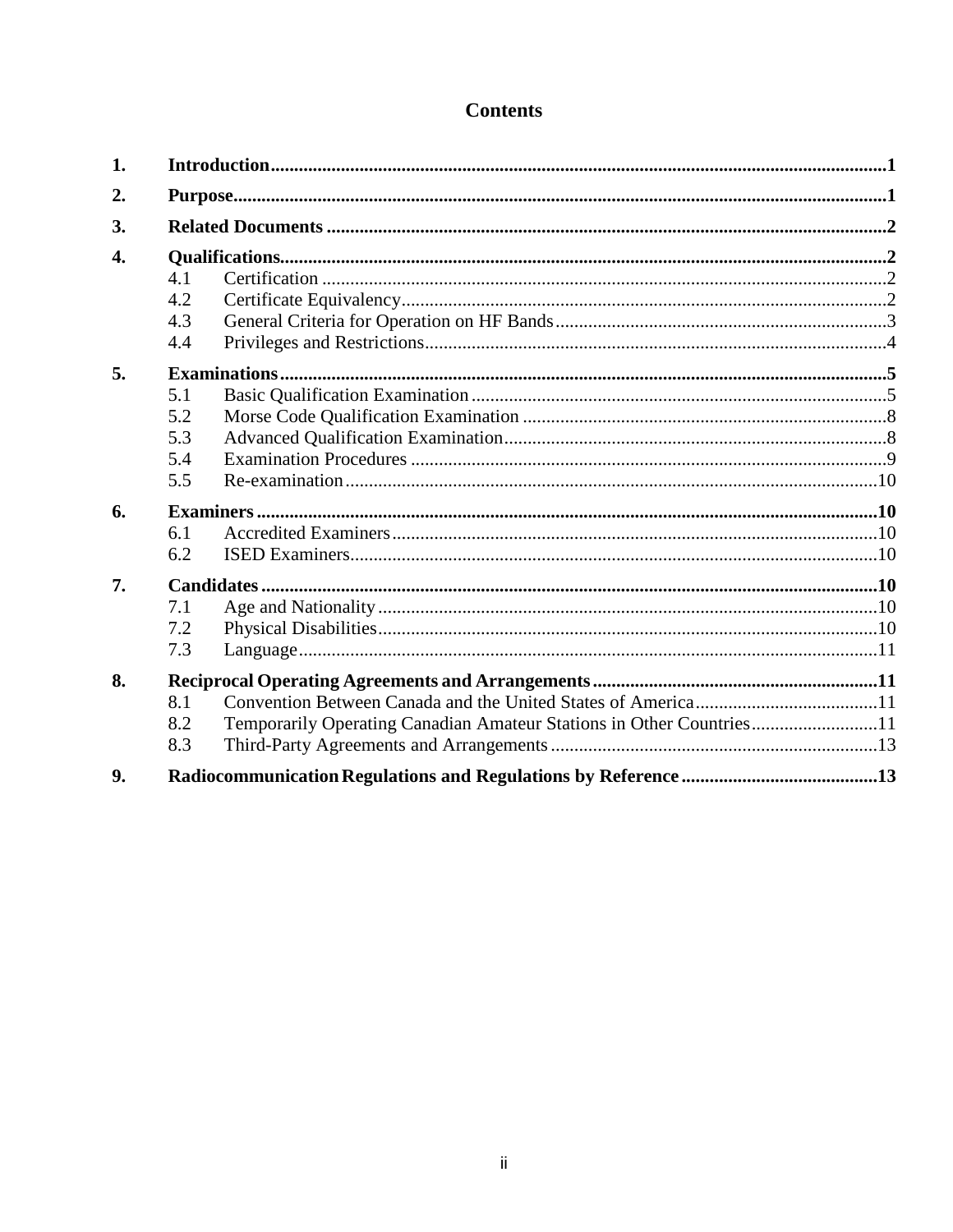# Contents

**1. Introduction** ..... **1**

**2. Purpose** ..... **1**

**3. Related Documents** ..... **2**

**4. Qualifications** ..... **2**
- 4.1 Certification ..... 2
- 4.2 Certificate Equivalency ..... 2
- 4.3 General Criteria for Operation on HF Bands ..... 3
- 4.4 Privileges and Restrictions ..... 4

**5. Examinations** ..... **5**
- 5.1 Basic Qualification Examination ..... 5
- 5.2 Morse Code Qualification Examination ..... 8
- 5.3 Advanced Qualification Examination ..... 8
- 5.4 Examination Procedures ..... 9
- 5.5 Re-examination ..... 10

**6. Examiners** ..... **10**
- 6.1 Accredited Examiners ..... 10
- 6.2 ISED Examiners ..... 10

**7. Candidates** ..... **10**
- 7.1 Age and Nationality ..... 10
- 7.2 Physical Disabilities ..... 10
- 7.3 Language ..... 11

**8. Reciprocal Operating Agreements and Arrangements** ..... **11**
- 8.1 Convention Between Canada and the United States of America ..... 11
- 8.2 Temporarily Operating Canadian Amateur Stations in Other Countries ..... 11
- 8.3 Third-Party Agreements and Arrangements ..... 13

**9. Radiocommunication Regulations and Regulations by Reference** ..... **13**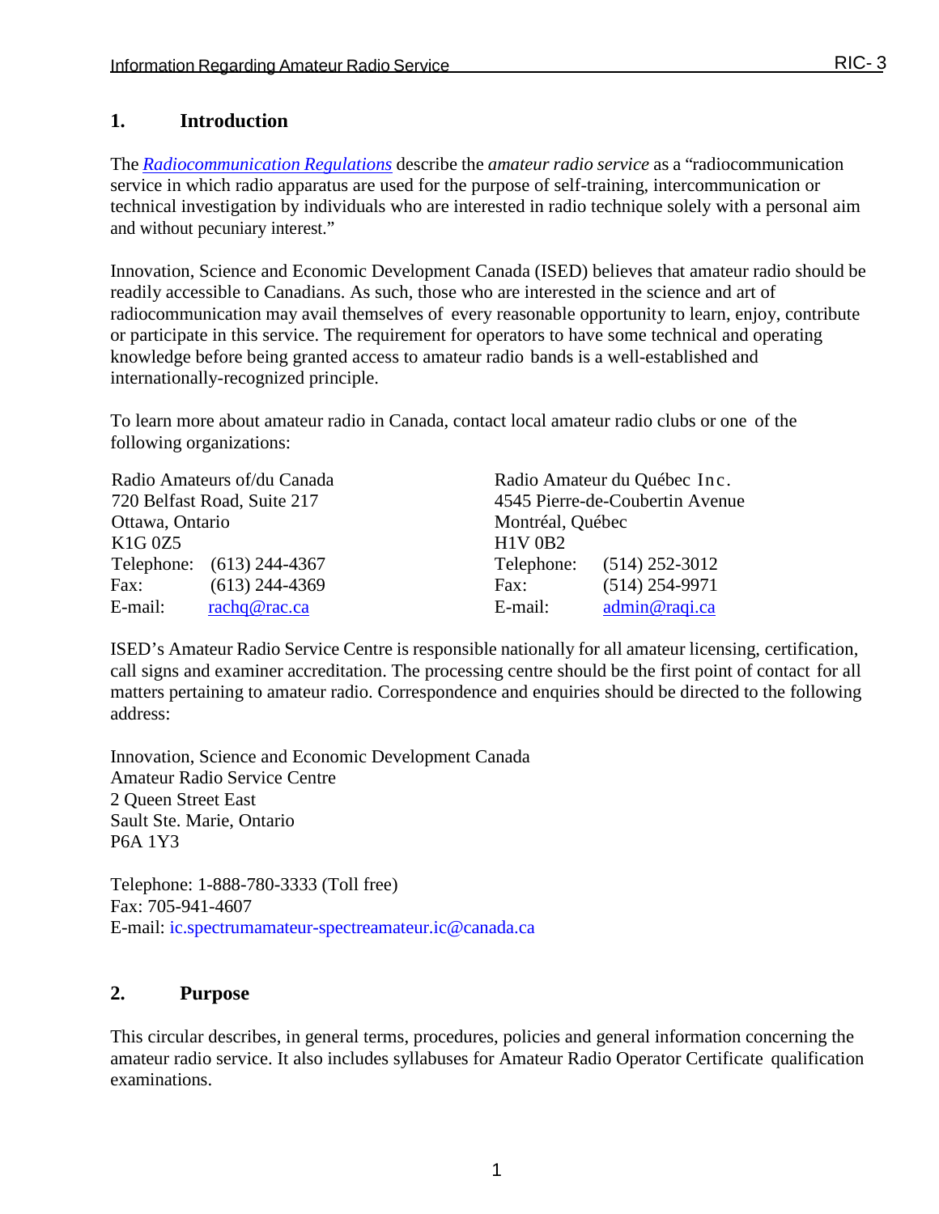## 1. Introduction

The *[Radiocommunication Regulations](#)* describe the *amateur radio service* as a "radiocommunication service in which radio apparatus are used for the purpose of self-training, intercommunication or technical investigation by individuals who are interested in radio technique solely with a personal aim and without pecuniary interest."

Innovation, Science and Economic Development Canada (ISED) believes that amateur radio should be readily accessible to Canadians. As such, those who are interested in the science and art of radiocommunication may avail themselves of every reasonable opportunity to learn, enjoy, contribute or participate in this service. The requirement for operators to have some technical and operating knowledge before being granted access to amateur radio bands is a well-established and internationally-recognized principle.

To learn more about amateur radio in Canada, contact local amateur radio clubs or one of the following organizations:

Radio Amateurs of/du Canada
720 Belfast Road, Suite 217
Ottawa, Ontario
K1G 0Z5
Telephone: (613) 244-4367
Fax: (613) 244-4369
E-mail: rachq@rac.ca

Radio Amateur du Québec Inc.
4545 Pierre-de-Coubertin Avenue
Montréal, Québec
H1V 0B2
Telephone: (514) 252-3012
Fax: (514) 254-9971
E-mail: admin@raqi.ca

ISED's Amateur Radio Service Centre is responsible nationally for all amateur licensing, certification, call signs and examiner accreditation. The processing centre should be the first point of contact for all matters pertaining to amateur radio. Correspondence and enquiries should be directed to the following address:

Innovation, Science and Economic Development Canada
Amateur Radio Service Centre
2 Queen Street East
Sault Ste. Marie, Ontario
P6A 1Y3

Telephone: 1-888-780-3333 (Toll free)
Fax: 705-941-4607
E-mail: ic.spectrumamateur-spectreamateur.ic@canada.ca

## 2. Purpose

This circular describes, in general terms, procedures, policies and general information concerning the amateur radio service. It also includes syllabuses for Amateur Radio Operator Certificate qualification examinations.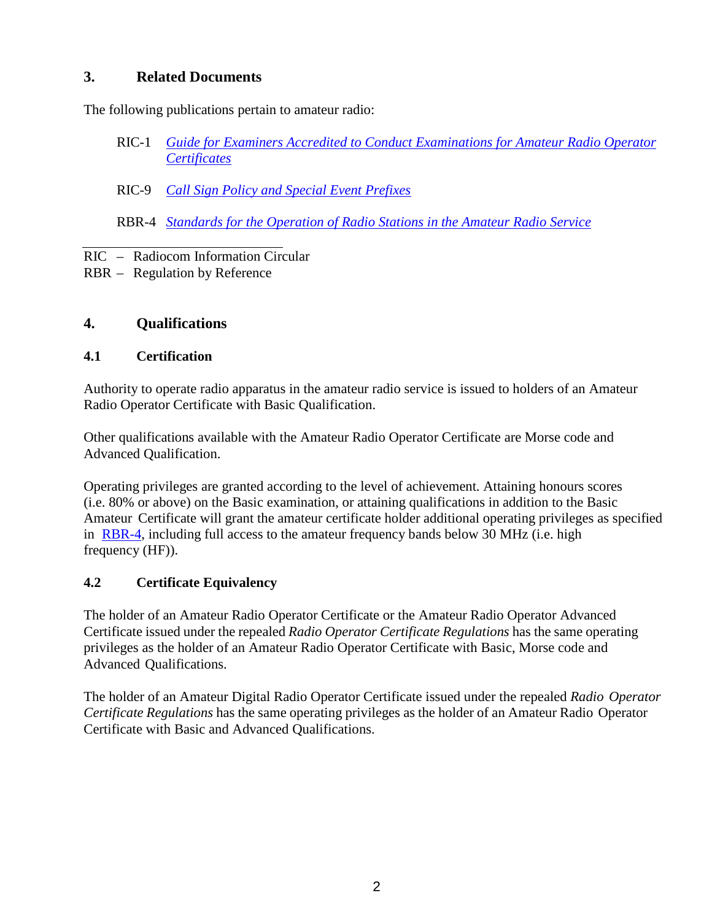## 3. Related Documents

The following publications pertain to amateur radio:

RIC-1 *Guide for Examiners Accredited to Conduct Examinations for Amateur Radio Operator Certificates*

RIC-9 *Call Sign Policy and Special Event Prefixes*

RBR-4 *Standards for the Operation of Radio Stations in the Amateur Radio Service*

---

RIC – Radiocom Information Circular
RBR – Regulation by Reference

## 4. Qualifications

### 4.1 Certification

Authority to operate radio apparatus in the amateur radio service is issued to holders of an Amateur Radio Operator Certificate with Basic Qualification.

Other qualifications available with the Amateur Radio Operator Certificate are Morse code and Advanced Qualification.

Operating privileges are granted according to the level of achievement. Attaining honours scores (i.e. 80% or above) on the Basic examination, or attaining qualifications in addition to the Basic Amateur Certificate will grant the amateur certificate holder additional operating privileges as specified in RBR-4, including full access to the amateur frequency bands below 30 MHz (i.e. high frequency (HF)).

### 4.2 Certificate Equivalency

The holder of an Amateur Radio Operator Certificate or the Amateur Radio Operator Advanced Certificate issued under the repealed *Radio Operator Certificate Regulations* has the same operating privileges as the holder of an Amateur Radio Operator Certificate with Basic, Morse code and Advanced Qualifications.

The holder of an Amateur Digital Radio Operator Certificate issued under the repealed *Radio Operator Certificate Regulations* has the same operating privileges as the holder of an Amateur Radio Operator Certificate with Basic and Advanced Qualifications.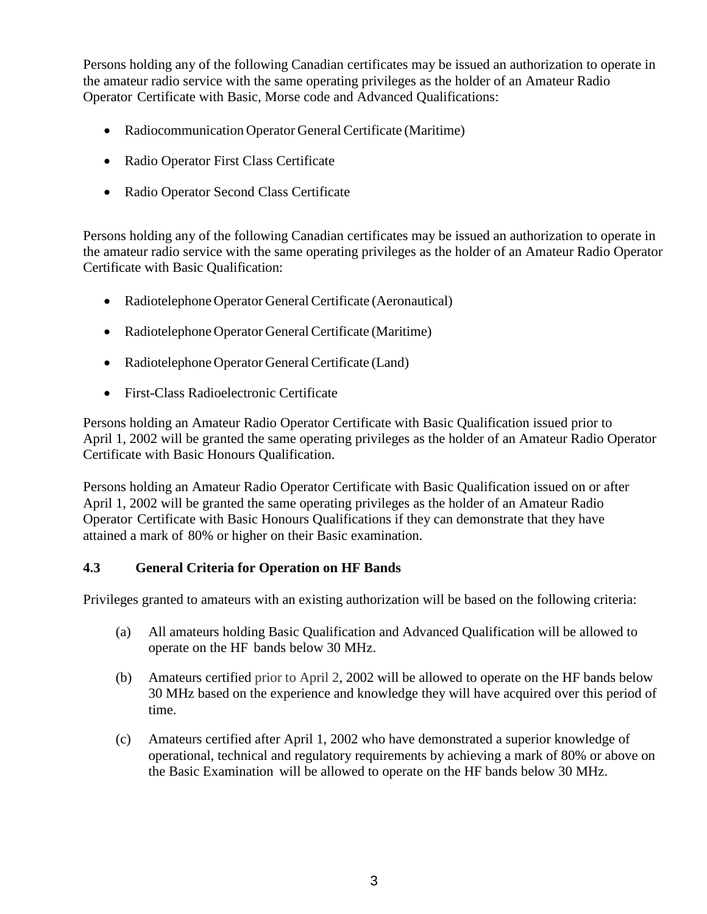Persons holding any of the following Canadian certificates may be issued an authorization to operate in the amateur radio service with the same operating privileges as the holder of an Amateur Radio Operator Certificate with Basic, Morse code and Advanced Qualifications:

- Radiocommunication Operator General Certificate (Maritime)
- Radio Operator First Class Certificate
- Radio Operator Second Class Certificate

Persons holding any of the following Canadian certificates may be issued an authorization to operate in the amateur radio service with the same operating privileges as the holder of an Amateur Radio Operator Certificate with Basic Qualification:

- Radiotelephone Operator General Certificate (Aeronautical)
- Radiotelephone Operator General Certificate (Maritime)
- Radiotelephone Operator General Certificate (Land)
- First-Class Radioelectronic Certificate

Persons holding an Amateur Radio Operator Certificate with Basic Qualification issued prior to April 1, 2002 will be granted the same operating privileges as the holder of an Amateur Radio Operator Certificate with Basic Honours Qualification.

Persons holding an Amateur Radio Operator Certificate with Basic Qualification issued on or after April 1, 2002 will be granted the same operating privileges as the holder of an Amateur Radio Operator Certificate with Basic Honours Qualifications if they can demonstrate that they have attained a mark of 80% or higher on their Basic examination.

### 4.3 General Criteria for Operation on HF Bands

Privileges granted to amateurs with an existing authorization will be based on the following criteria:

(a) All amateurs holding Basic Qualification and Advanced Qualification will be allowed to operate on the HF bands below 30 MHz.

(b) Amateurs certified prior to April 2, 2002 will be allowed to operate on the HF bands below 30 MHz based on the experience and knowledge they will have acquired over this period of time.

(c) Amateurs certified after April 1, 2002 who have demonstrated a superior knowledge of operational, technical and regulatory requirements by achieving a mark of 80% or above on the Basic Examination will be allowed to operate on the HF bands below 30 MHz.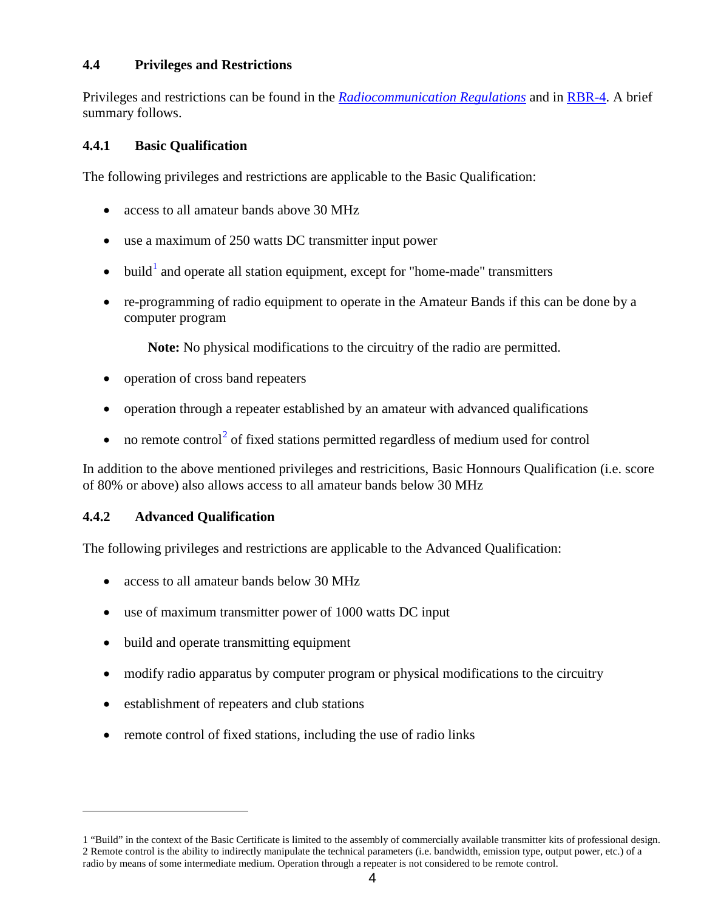## 4.4 Privileges and Restrictions

Privileges and restrictions can be found in the *Radiocommunication Regulations* and in RBR-4. A brief summary follows.

### 4.4.1 Basic Qualification

The following privileges and restrictions are applicable to the Basic Qualification:

- access to all amateur bands above 30 MHz
- use a maximum of 250 watts DC transmitter input power
- build[1] and operate all station equipment, except for "home-made" transmitters
- re-programming of radio equipment to operate in the Amateur Bands if this can be done by a computer program

  **Note:** No physical modifications to the circuitry of the radio are permitted.

- operation of cross band repeaters
- operation through a repeater established by an amateur with advanced qualifications
- no remote control[2] of fixed stations permitted regardless of medium used for control

In addition to the above mentioned privileges and restricitions, Basic Honnours Qualification (i.e. score of 80% or above) also allows access to all amateur bands below 30 MHz

### 4.4.2 Advanced Qualification

The following privileges and restrictions are applicable to the Advanced Qualification:

- access to all amateur bands below 30 MHz
- use of maximum transmitter power of 1000 watts DC input
- build and operate transmitting equipment
- modify radio apparatus by computer program or physical modifications to the circuitry
- establishment of repeaters and club stations
- remote control of fixed stations, including the use of radio links

---

1 "Build" in the context of the Basic Certificate is limited to the assembly of commercially available transmitter kits of professional design.
2 Remote control is the ability to indirectly manipulate the technical parameters (i.e. bandwidth, emission type, output power, etc.) of a radio by means of some intermediate medium. Operation through a repeater is not considered to be remote control.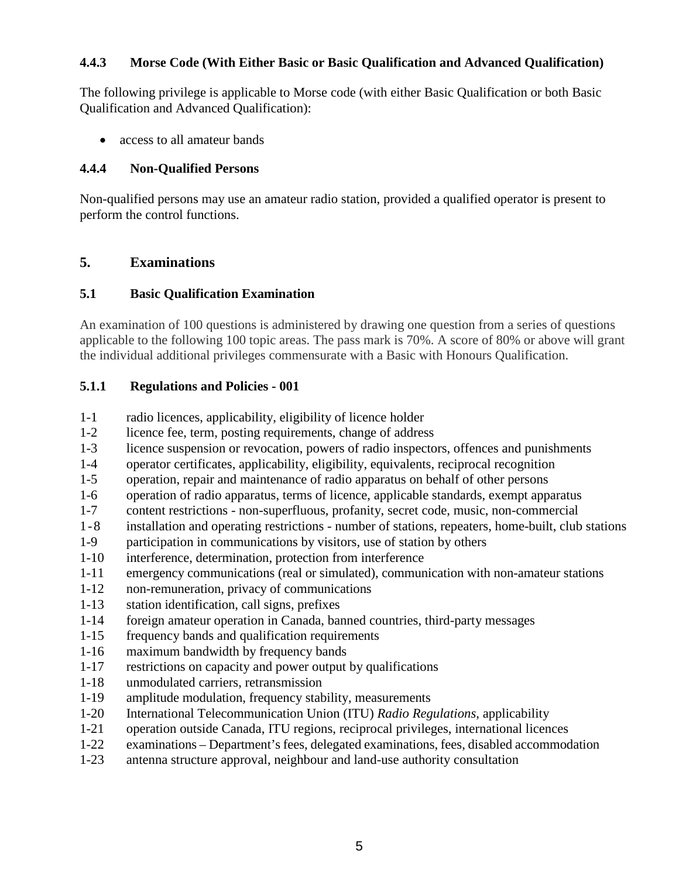### 4.4.3 Morse Code (With Either Basic or Basic Qualification and Advanced Qualification)

The following privilege is applicable to Morse code (with either Basic Qualification or both Basic Qualification and Advanced Qualification):

- access to all amateur bands

### 4.4.4 Non-Qualified Persons

Non-qualified persons may use an amateur radio station, provided a qualified operator is present to perform the control functions.

## 5. Examinations

### 5.1 Basic Qualification Examination

An examination of 100 questions is administered by drawing one question from a series of questions applicable to the following 100 topic areas. The pass mark is 70%. A score of 80% or above will grant the individual additional privileges commensurate with a Basic with Honours Qualification.

### 5.1.1 Regulations and Policies - 001

1-1 radio licences, applicability, eligibility of licence holder
1-2 licence fee, term, posting requirements, change of address
1-3 licence suspension or revocation, powers of radio inspectors, offences and punishments
1-4 operator certificates, applicability, eligibility, equivalents, reciprocal recognition
1-5 operation, repair and maintenance of radio apparatus on behalf of other persons
1-6 operation of radio apparatus, terms of licence, applicable standards, exempt apparatus
1-7 content restrictions - non-superfluous, profanity, secret code, music, non-commercial
1-8 installation and operating restrictions - number of stations, repeaters, home-built, club stations
1-9 participation in communications by visitors, use of station by others
1-10 interference, determination, protection from interference
1-11 emergency communications (real or simulated), communication with non-amateur stations
1-12 non-remuneration, privacy of communications
1-13 station identification, call signs, prefixes
1-14 foreign amateur operation in Canada, banned countries, third-party messages
1-15 frequency bands and qualification requirements
1-16 maximum bandwidth by frequency bands
1-17 restrictions on capacity and power output by qualifications
1-18 unmodulated carriers, retransmission
1-19 amplitude modulation, frequency stability, measurements
1-20 International Telecommunication Union (ITU) *Radio Regulations*, applicability
1-21 operation outside Canada, ITU regions, reciprocal privileges, international licences
1-22 examinations – Department's fees, delegated examinations, fees, disabled accommodation
1-23 antenna structure approval, neighbour and land-use authority consultation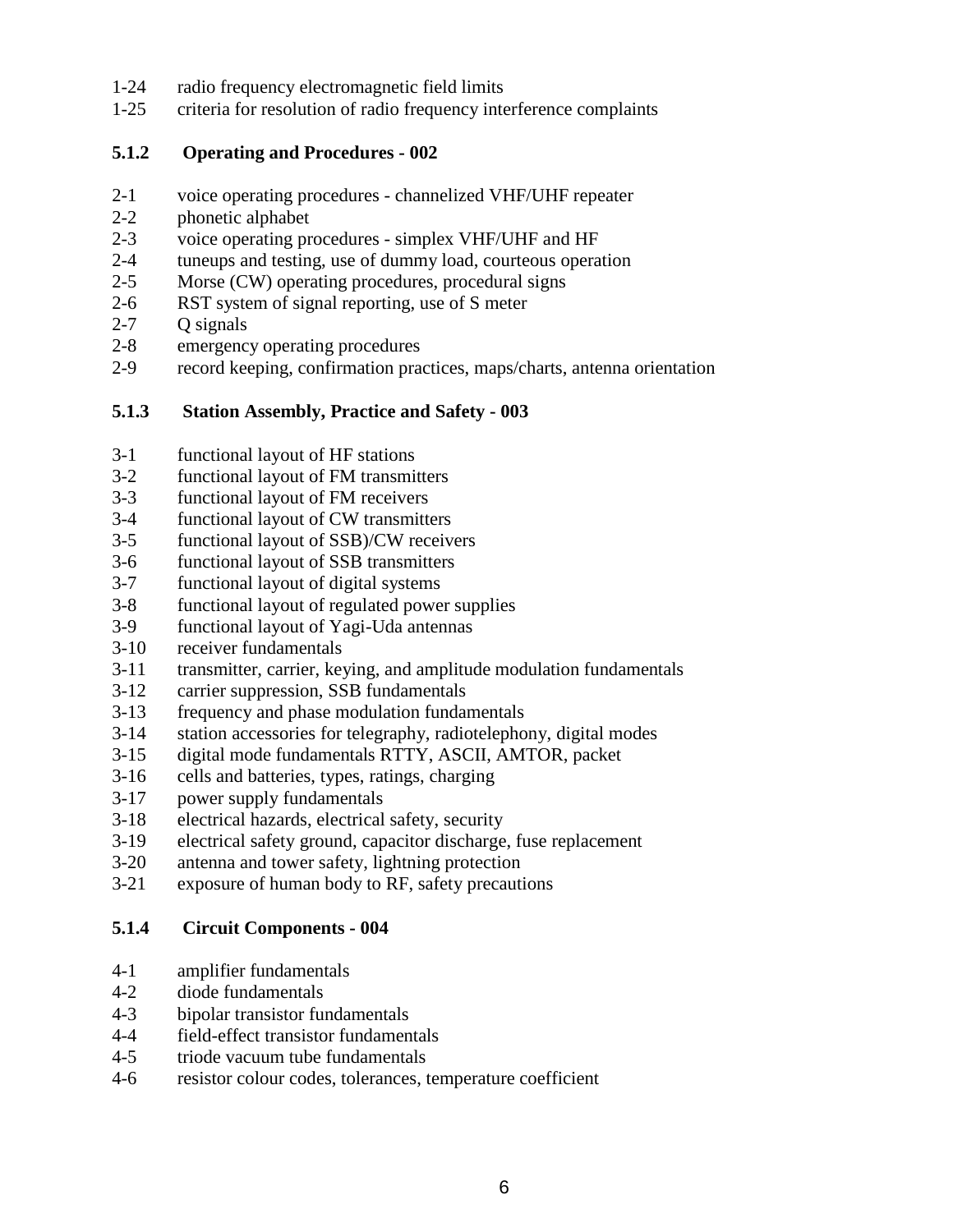1-24 radio frequency electromagnetic field limits
1-25 criteria for resolution of radio frequency interference complaints

### 5.1.2 Operating and Procedures - 002

2-1 voice operating procedures - channelized VHF/UHF repeater
2-2 phonetic alphabet
2-3 voice operating procedures - simplex VHF/UHF and HF
2-4 tuneups and testing, use of dummy load, courteous operation
2-5 Morse (CW) operating procedures, procedural signs
2-6 RST system of signal reporting, use of S meter
2-7 Q signals
2-8 emergency operating procedures
2-9 record keeping, confirmation practices, maps/charts, antenna orientation

### 5.1.3 Station Assembly, Practice and Safety - 003

3-1 functional layout of HF stations
3-2 functional layout of FM transmitters
3-3 functional layout of FM receivers
3-4 functional layout of CW transmitters
3-5 functional layout of SSB)/CW receivers
3-6 functional layout of SSB transmitters
3-7 functional layout of digital systems
3-8 functional layout of regulated power supplies
3-9 functional layout of Yagi-Uda antennas
3-10 receiver fundamentals
3-11 transmitter, carrier, keying, and amplitude modulation fundamentals
3-12 carrier suppression, SSB fundamentals
3-13 frequency and phase modulation fundamentals
3-14 station accessories for telegraphy, radiotelephony, digital modes
3-15 digital mode fundamentals RTTY, ASCII, AMTOR, packet
3-16 cells and batteries, types, ratings, charging
3-17 power supply fundamentals
3-18 electrical hazards, electrical safety, security
3-19 electrical safety ground, capacitor discharge, fuse replacement
3-20 antenna and tower safety, lightning protection
3-21 exposure of human body to RF, safety precautions

### 5.1.4 Circuit Components - 004

4-1 amplifier fundamentals
4-2 diode fundamentals
4-3 bipolar transistor fundamentals
4-4 field-effect transistor fundamentals
4-5 triode vacuum tube fundamentals
4-6 resistor colour codes, tolerances, temperature coefficient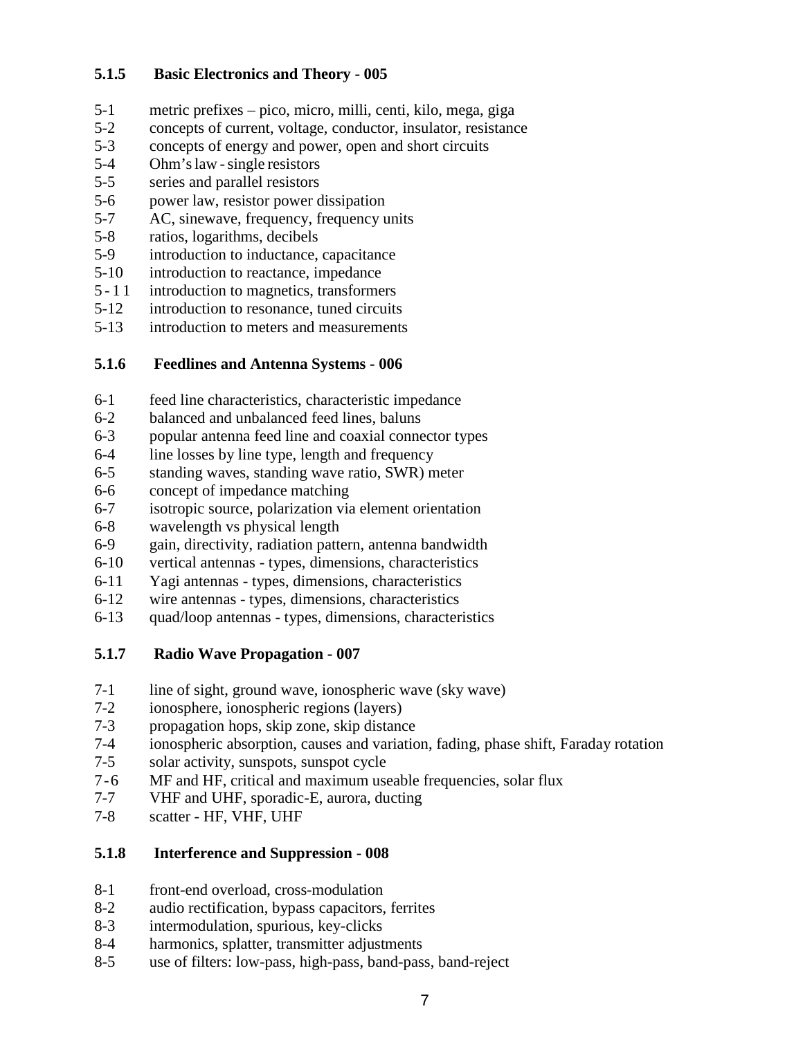### 5.1.5 Basic Electronics and Theory - 005

5-1 metric prefixes – pico, micro, milli, centi, kilo, mega, giga
5-2 concepts of current, voltage, conductor, insulator, resistance
5-3 concepts of energy and power, open and short circuits
5-4 Ohm's law - single resistors
5-5 series and parallel resistors
5-6 power law, resistor power dissipation
5-7 AC, sinewave, frequency, frequency units
5-8 ratios, logarithms, decibels
5-9 introduction to inductance, capacitance
5-10 introduction to reactance, impedance
5-11 introduction to magnetics, transformers
5-12 introduction to resonance, tuned circuits
5-13 introduction to meters and measurements

### 5.1.6 Feedlines and Antenna Systems - 006

6-1 feed line characteristics, characteristic impedance
6-2 balanced and unbalanced feed lines, baluns
6-3 popular antenna feed line and coaxial connector types
6-4 line losses by line type, length and frequency
6-5 standing waves, standing wave ratio, SWR) meter
6-6 concept of impedance matching
6-7 isotropic source, polarization via element orientation
6-8 wavelength vs physical length
6-9 gain, directivity, radiation pattern, antenna bandwidth
6-10 vertical antennas - types, dimensions, characteristics
6-11 Yagi antennas - types, dimensions, characteristics
6-12 wire antennas - types, dimensions, characteristics
6-13 quad/loop antennas - types, dimensions, characteristics

### 5.1.7 Radio Wave Propagation - 007

7-1 line of sight, ground wave, ionospheric wave (sky wave)
7-2 ionosphere, ionospheric regions (layers)
7-3 propagation hops, skip zone, skip distance
7-4 ionospheric absorption, causes and variation, fading, phase shift, Faraday rotation
7-5 solar activity, sunspots, sunspot cycle
7-6 MF and HF, critical and maximum useable frequencies, solar flux
7-7 VHF and UHF, sporadic-E, aurora, ducting
7-8 scatter - HF, VHF, UHF

### 5.1.8 Interference and Suppression - 008

8-1 front-end overload, cross-modulation
8-2 audio rectification, bypass capacitors, ferrites
8-3 intermodulation, spurious, key-clicks
8-4 harmonics, splatter, transmitter adjustments
8-5 use of filters: low-pass, high-pass, band-pass, band-reject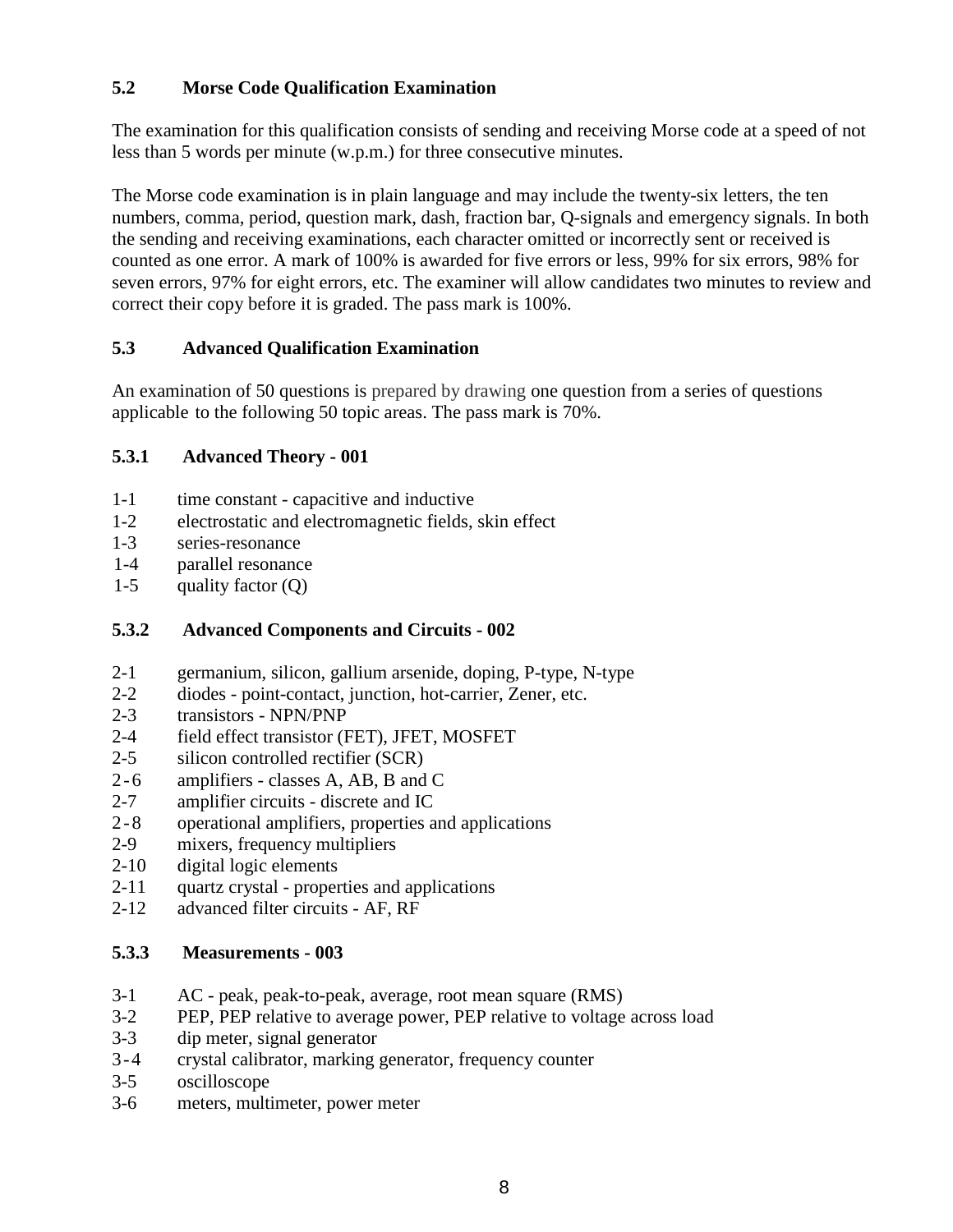## 5.2 Morse Code Qualification Examination

The examination for this qualification consists of sending and receiving Morse code at a speed of not less than 5 words per minute (w.p.m.) for three consecutive minutes.

The Morse code examination is in plain language and may include the twenty-six letters, the ten numbers, comma, period, question mark, dash, fraction bar, Q-signals and emergency signals. In both the sending and receiving examinations, each character omitted or incorrectly sent or received is counted as one error. A mark of 100% is awarded for five errors or less, 99% for six errors, 98% for seven errors, 97% for eight errors, etc. The examiner will allow candidates two minutes to review and correct their copy before it is graded. The pass mark is 100%.

## 5.3 Advanced Qualification Examination

An examination of 50 questions is prepared by drawing one question from a series of questions applicable to the following 50 topic areas. The pass mark is 70%.

### 5.3.1 Advanced Theory - 001

- 1-1 time constant - capacitive and inductive
- 1-2 electrostatic and electromagnetic fields, skin effect
- 1-3 series-resonance
- 1-4 parallel resonance
- 1-5 quality factor (Q)

### 5.3.2 Advanced Components and Circuits - 002

- 2-1 germanium, silicon, gallium arsenide, doping, P-type, N-type
- 2-2 diodes - point-contact, junction, hot-carrier, Zener, etc.
- 2-3 transistors - NPN/PNP
- 2-4 field effect transistor (FET), JFET, MOSFET
- 2-5 silicon controlled rectifier (SCR)
- 2-6 amplifiers - classes A, AB, B and C
- 2-7 amplifier circuits - discrete and IC
- 2-8 operational amplifiers, properties and applications
- 2-9 mixers, frequency multipliers
- 2-10 digital logic elements
- 2-11 quartz crystal - properties and applications
- 2-12 advanced filter circuits - AF, RF

### 5.3.3 Measurements - 003

- 3-1 AC - peak, peak-to-peak, average, root mean square (RMS)
- 3-2 PEP, PEP relative to average power, PEP relative to voltage across load
- 3-3 dip meter, signal generator
- 3-4 crystal calibrator, marking generator, frequency counter
- 3-5 oscilloscope
- 3-6 meters, multimeter, power meter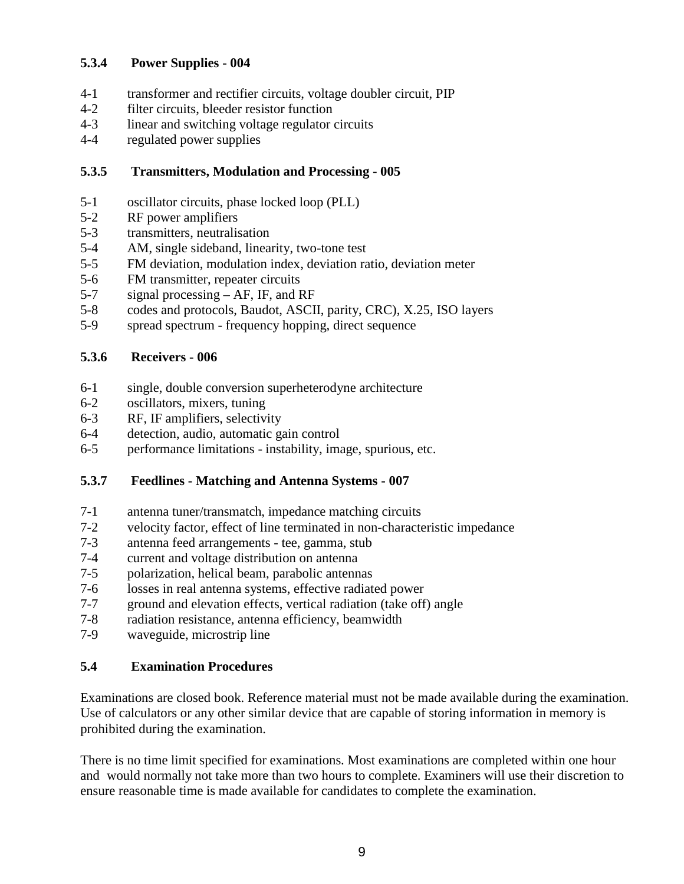### 5.3.4 Power Supplies - 004

4-1 transformer and rectifier circuits, voltage doubler circuit, PIP
4-2 filter circuits, bleeder resistor function
4-3 linear and switching voltage regulator circuits
4-4 regulated power supplies

### 5.3.5 Transmitters, Modulation and Processing - 005

5-1 oscillator circuits, phase locked loop (PLL)
5-2 RF power amplifiers
5-3 transmitters, neutralisation
5-4 AM, single sideband, linearity, two-tone test
5-5 FM deviation, modulation index, deviation ratio, deviation meter
5-6 FM transmitter, repeater circuits
5-7 signal processing – AF, IF, and RF
5-8 codes and protocols, Baudot, ASCII, parity, CRC), X.25, ISO layers
5-9 spread spectrum - frequency hopping, direct sequence

### 5.3.6 Receivers - 006

6-1 single, double conversion superheterodyne architecture
6-2 oscillators, mixers, tuning
6-3 RF, IF amplifiers, selectivity
6-4 detection, audio, automatic gain control
6-5 performance limitations - instability, image, spurious, etc.

### 5.3.7 Feedlines - Matching and Antenna Systems - 007

7-1 antenna tuner/transmatch, impedance matching circuits
7-2 velocity factor, effect of line terminated in non-characteristic impedance
7-3 antenna feed arrangements - tee, gamma, stub
7-4 current and voltage distribution on antenna
7-5 polarization, helical beam, parabolic antennas
7-6 losses in real antenna systems, effective radiated power
7-7 ground and elevation effects, vertical radiation (take off) angle
7-8 radiation resistance, antenna efficiency, beamwidth
7-9 waveguide, microstrip line

## 5.4 Examination Procedures

Examinations are closed book. Reference material must not be made available during the examination. Use of calculators or any other similar device that are capable of storing information in memory is prohibited during the examination.

There is no time limit specified for examinations. Most examinations are completed within one hour and would normally not take more than two hours to complete. Examiners will use their discretion to ensure reasonable time is made available for candidates to complete the examination.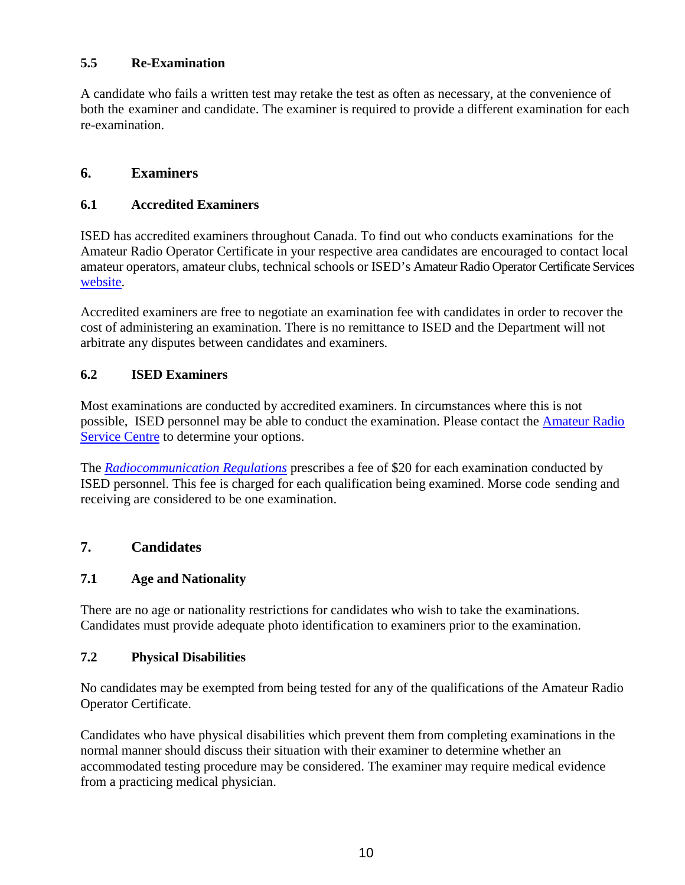### 5.5 Re-Examination

A candidate who fails a written test may retake the test as often as necessary, at the convenience of both the examiner and candidate. The examiner is required to provide a different examination for each re-examination.

## 6. Examiners

### 6.1 Accredited Examiners

ISED has accredited examiners throughout Canada. To find out who conducts examinations for the Amateur Radio Operator Certificate in your respective area candidates are encouraged to contact local amateur operators, amateur clubs, technical schools or ISED's Amateur Radio Operator Certificate Services website.

Accredited examiners are free to negotiate an examination fee with candidates in order to recover the cost of administering an examination. There is no remittance to ISED and the Department will not arbitrate any disputes between candidates and examiners.

### 6.2 ISED Examiners

Most examinations are conducted by accredited examiners. In circumstances where this is not possible, ISED personnel may be able to conduct the examination. Please contact the Amateur Radio Service Centre to determine your options.

The *Radiocommunication Regulations* prescribes a fee of $20 for each examination conducted by ISED personnel. This fee is charged for each qualification being examined. Morse code sending and receiving are considered to be one examination.

## 7. Candidates

### 7.1 Age and Nationality

There are no age or nationality restrictions for candidates who wish to take the examinations. Candidates must provide adequate photo identification to examiners prior to the examination.

### 7.2 Physical Disabilities

No candidates may be exempted from being tested for any of the qualifications of the Amateur Radio Operator Certificate.

Candidates who have physical disabilities which prevent them from completing examinations in the normal manner should discuss their situation with their examiner to determine whether an accommodated testing procedure may be considered. The examiner may require medical evidence from a practicing medical physician.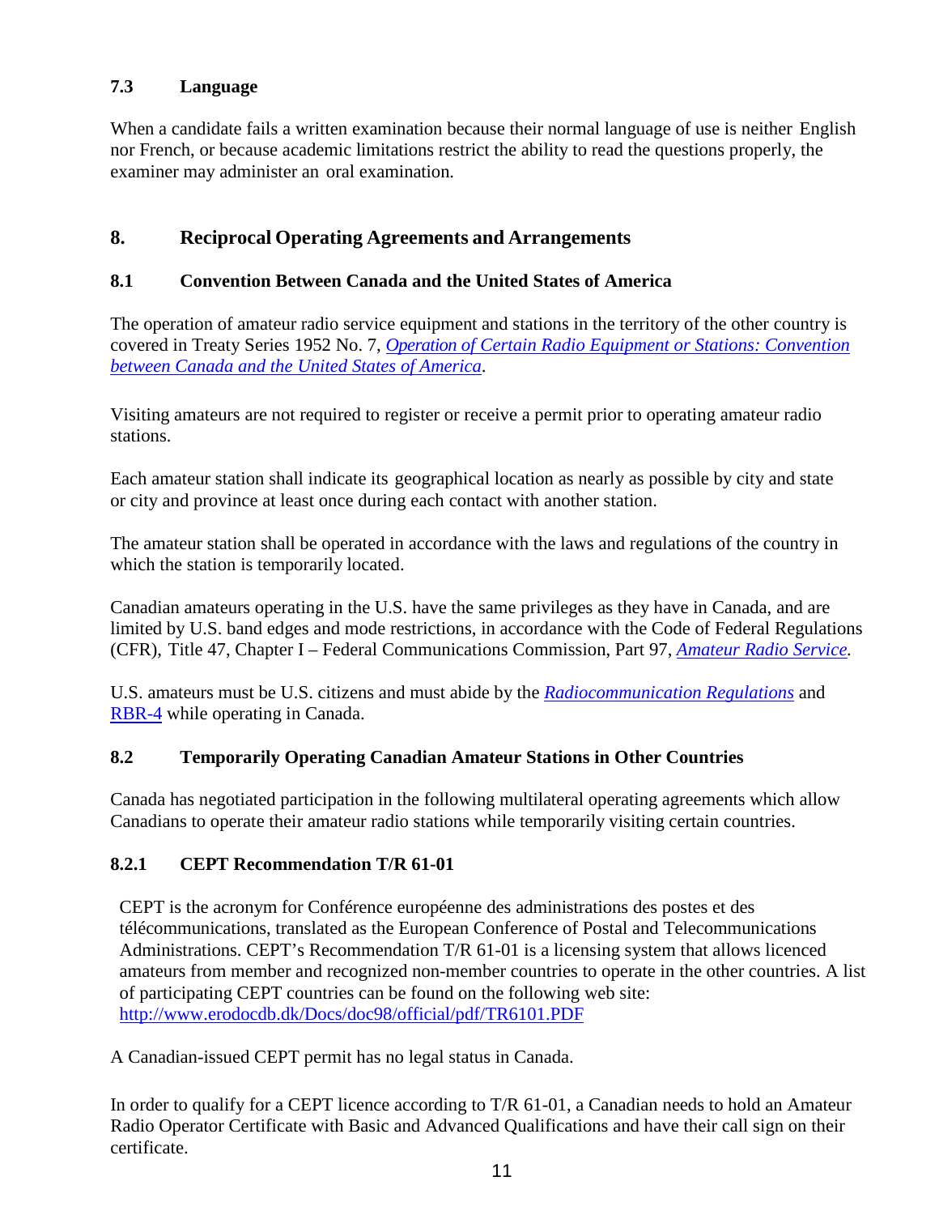### 7.3 Language

When a candidate fails a written examination because their normal language of use is neither English nor French, or because academic limitations restrict the ability to read the questions properly, the examiner may administer an oral examination.

## 8. Reciprocal Operating Agreements and Arrangements

### 8.1 Convention Between Canada and the United States of America

The operation of amateur radio service equipment and stations in the territory of the other country is covered in Treaty Series 1952 No. 7, *Operation of Certain Radio Equipment or Stations: Convention between Canada and the United States of America*.

Visiting amateurs are not required to register or receive a permit prior to operating amateur radio stations.

Each amateur station shall indicate its geographical location as nearly as possible by city and state or city and province at least once during each contact with another station.

The amateur station shall be operated in accordance with the laws and regulations of the country in which the station is temporarily located.

Canadian amateurs operating in the U.S. have the same privileges as they have in Canada, and are limited by U.S. band edges and mode restrictions, in accordance with the Code of Federal Regulations (CFR), Title 47, Chapter I – Federal Communications Commission, Part 97, *Amateur Radio Service*.

U.S. amateurs must be U.S. citizens and must abide by the *Radiocommunication Regulations* and RBR-4 while operating in Canada.

### 8.2 Temporarily Operating Canadian Amateur Stations in Other Countries

Canada has negotiated participation in the following multilateral operating agreements which allow Canadians to operate their amateur radio stations while temporarily visiting certain countries.

### 8.2.1 CEPT Recommendation T/R 61-01

CEPT is the acronym for Conférence européenne des administrations des postes et des télécommunications, translated as the European Conference of Postal and Telecommunications Administrations. CEPT's Recommendation T/R 61-01 is a licensing system that allows licenced amateurs from member and recognized non-member countries to operate in the other countries. A list of participating CEPT countries can be found on the following web site: http://www.erodocdb.dk/Docs/doc98/official/pdf/TR6101.PDF

A Canadian-issued CEPT permit has no legal status in Canada.

In order to qualify for a CEPT licence according to T/R 61-01, a Canadian needs to hold an Amateur Radio Operator Certificate with Basic and Advanced Qualifications and have their call sign on their certificate.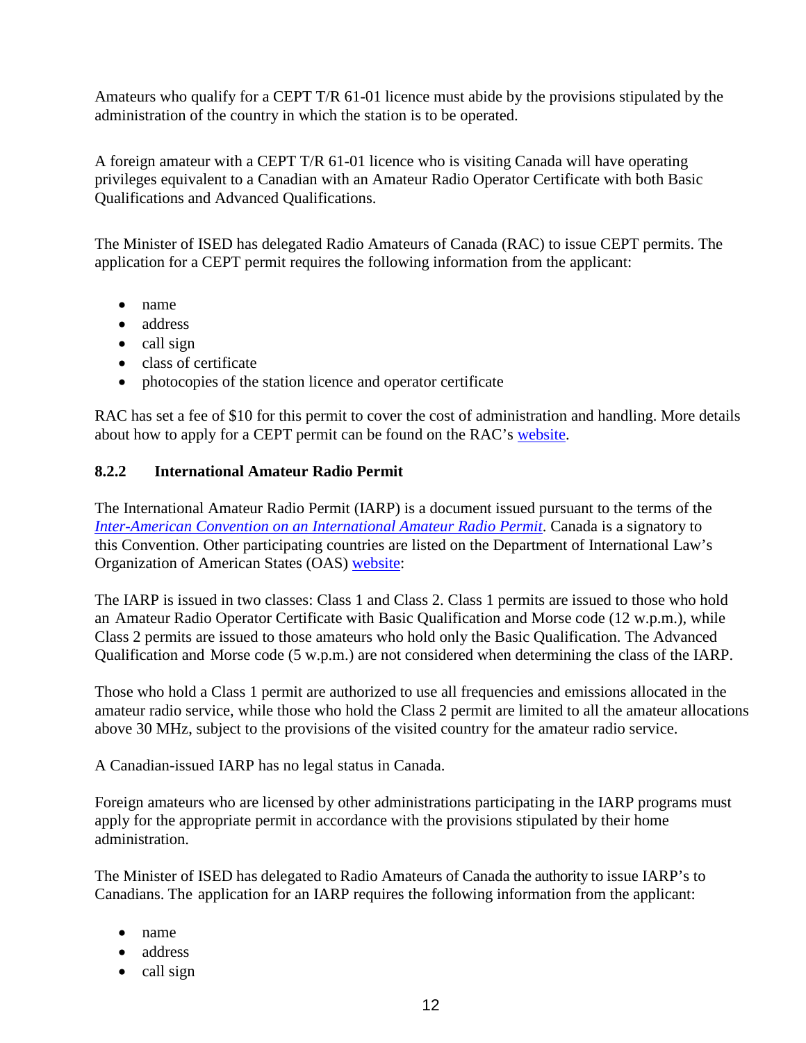Amateurs who qualify for a CEPT T/R 61-01 licence must abide by the provisions stipulated by the administration of the country in which the station is to be operated.

A foreign amateur with a CEPT T/R 61-01 licence who is visiting Canada will have operating privileges equivalent to a Canadian with an Amateur Radio Operator Certificate with both Basic Qualifications and Advanced Qualifications.

The Minister of ISED has delegated Radio Amateurs of Canada (RAC) to issue CEPT permits. The application for a CEPT permit requires the following information from the applicant:

- name
- address
- call sign
- class of certificate
- photocopies of the station licence and operator certificate

RAC has set a fee of $10 for this permit to cover the cost of administration and handling. More details about how to apply for a CEPT permit can be found on the RAC's website.

### 8.2.2 International Amateur Radio Permit

The International Amateur Radio Permit (IARP) is a document issued pursuant to the terms of the *Inter-American Convention on an International Amateur Radio Permit*. Canada is a signatory to this Convention. Other participating countries are listed on the Department of International Law's Organization of American States (OAS) website:

The IARP is issued in two classes: Class 1 and Class 2. Class 1 permits are issued to those who hold an Amateur Radio Operator Certificate with Basic Qualification and Morse code (12 w.p.m.), while Class 2 permits are issued to those amateurs who hold only the Basic Qualification. The Advanced Qualification and Morse code (5 w.p.m.) are not considered when determining the class of the IARP.

Those who hold a Class 1 permit are authorized to use all frequencies and emissions allocated in the amateur radio service, while those who hold the Class 2 permit are limited to all the amateur allocations above 30 MHz, subject to the provisions of the visited country for the amateur radio service.

A Canadian-issued IARP has no legal status in Canada.

Foreign amateurs who are licensed by other administrations participating in the IARP programs must apply for the appropriate permit in accordance with the provisions stipulated by their home administration.

The Minister of ISED has delegated to Radio Amateurs of Canada the authority to issue IARP's to Canadians. The application for an IARP requires the following information from the applicant:

- name
- address
- call sign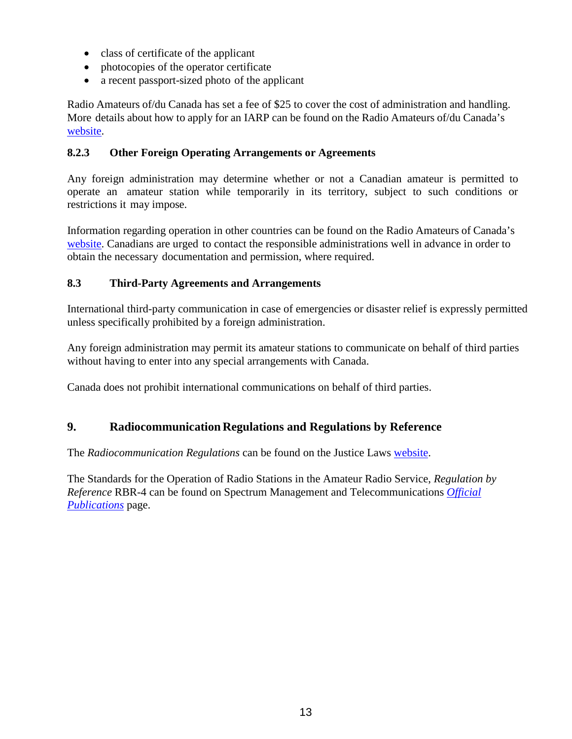- class of certificate of the applicant
- photocopies of the operator certificate
- a recent passport-sized photo of the applicant

Radio Amateurs of/du Canada has set a fee of $25 to cover the cost of administration and handling. More details about how to apply for an IARP can be found on the Radio Amateurs of/du Canada's website.

### 8.2.3 Other Foreign Operating Arrangements or Agreements

Any foreign administration may determine whether or not a Canadian amateur is permitted to operate an amateur station while temporarily in its territory, subject to such conditions or restrictions it may impose.

Information regarding operation in other countries can be found on the Radio Amateurs of Canada's website. Canadians are urged to contact the responsible administrations well in advance in order to obtain the necessary documentation and permission, where required.

### 8.3 Third-Party Agreements and Arrangements

International third-party communication in case of emergencies or disaster relief is expressly permitted unless specifically prohibited by a foreign administration.

Any foreign administration may permit its amateur stations to communicate on behalf of third parties without having to enter into any special arrangements with Canada.

Canada does not prohibit international communications on behalf of third parties.

## 9. Radiocommunication Regulations and Regulations by Reference

The *Radiocommunication Regulations* can be found on the Justice Laws website.

The Standards for the Operation of Radio Stations in the Amateur Radio Service, *Regulation by Reference* RBR-4 can be found on Spectrum Management and Telecommunications *Official Publications* page.